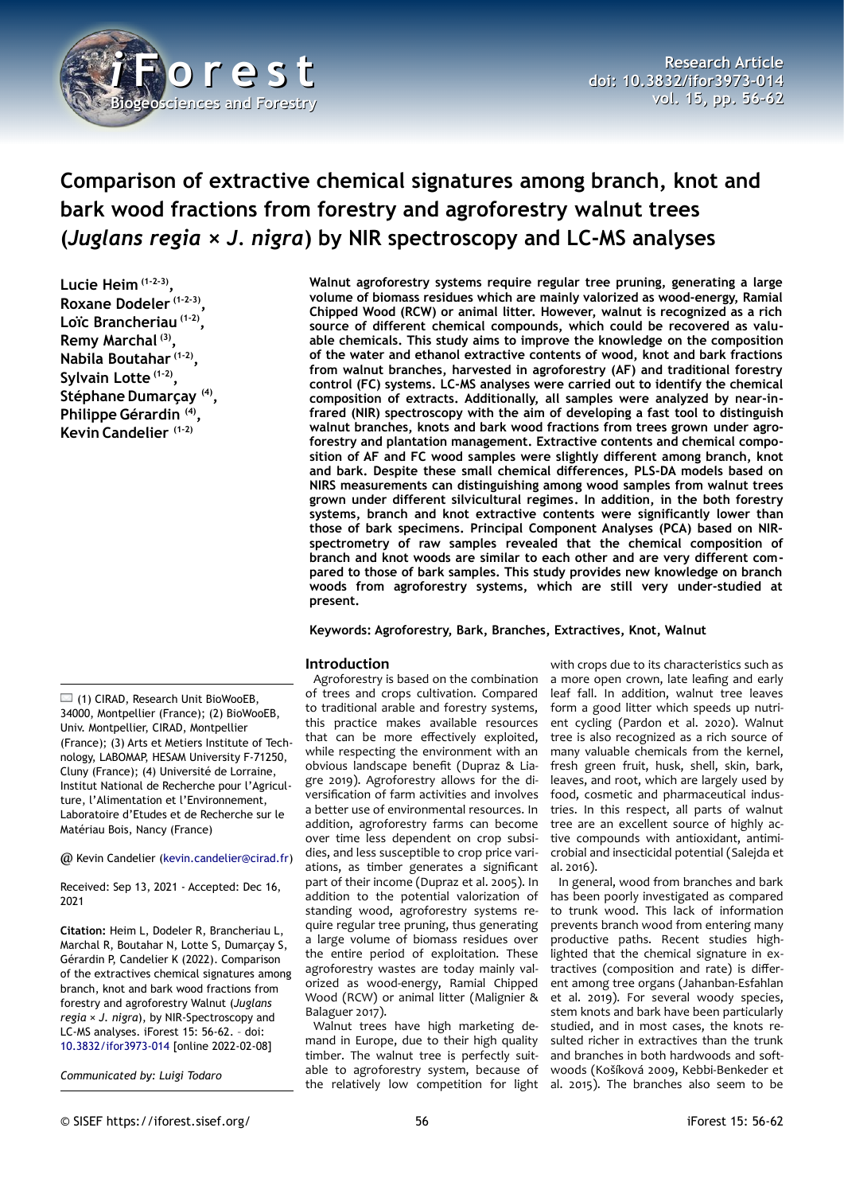# Comparison of extractive chemical signatures among branch, knot and bark wood fractions from forestry and agroforestry walnut trees (*Juglans regia* × *J. nigra*) by NIR spectroscopy and LC-MS analyses

**Lucie Heim [1-2-3], Roxane Dodeler [1-2-3], Loïc Brancheriau [1-2], Remy Marchal [3], Nabila Boutahar [1-2], Sylvain Lotte [1-2], Stéphane Dumarçay [4], Philippe Gérardin [4], Kevin Candelier [1-2]**

**Walnut agroforestry systems require regular tree pruning, generating a large volume of biomass residues which are mainly valorized as wood-energy, Ramial Chipped Wood (RCW) or animal litter. However, walnut is recognized as a rich source of different chemical compounds, which could be recovered as valuable chemicals. This study aims to improve the knowledge on the composition of the water and ethanol extractive contents of wood, knot and bark fractions from walnut branches, harvested in agroforestry (AF) and traditional forestry control (FC) systems. LC-MS analyses were carried out to identify the chemical composition of extracts. Additionally, all samples were analyzed by near-infrared (NIR) spectroscopy with the aim of developing a fast tool to distinguish walnut branches, knots and bark wood fractions from trees grown under agroforestry and plantation management. Extractive contents and chemical composition of AF and FC wood samples were slightly different among branch, knot and bark. Despite these small chemical differences, PLS-DA models based on NIRS measurements can distinguishing among wood samples from walnut trees grown under different silvicultural regimes. In addition, in the both forestry systems, branch and knot extractive contents were significantly lower than those of bark specimens. Principal Component Analyses (PCA) based on NIR-spectrometry of raw samples revealed that the chemical composition of branch and knot woods are similar to each other and are very different compared to those of bark samples. This study provides new knowledge on branch woods from agroforestry systems, which are still very under-studied at present.**

**Keywords: Agroforestry, Bark, Branches, Extractives, Knot, Walnut**

(1) CIRAD, Research Unit BioWooEB, 34000, Montpellier (France); (2) BioWooEB, Univ. Montpellier, CIRAD, Montpellier (France); (3) Arts et Metiers Institute of Technology, LABOMAP, HESAM University F-71250, Cluny (France); (4) Université de Lorraine, Institut National de Recherche pour l'Agriculture, l'Alimentation et l'Environnement, Laboratoire d'Etudes et de Recherche sur le Matériau Bois, Nancy (France)

@ Kevin Candelier (kevin.candelier@cirad.fr)

Received: Sep 13, 2021 - Accepted: Dec 16, 2021

**Citation:** Heim L, Dodeler R, Brancheriau L, Marchal R, Boutahar N, Lotte S, Dumarçay S, Gérardin P, Candelier K (2022). Comparison of the extractives chemical signatures among branch, knot and bark wood fractions from forestry and agroforestry Walnut (*Juglans regia* × *J. nigra*), by NIR-Spectroscopy and LC-MS analyses. iForest 15: 56-62. – doi: 10.3832/ifor3973-014 [online 2022-02-08]

*Communicated by: Luigi Todaro*

## Introduction

Agroforestry is based on the combination of trees and crops cultivation. Compared to traditional arable and forestry systems, this practice makes available resources that can be more effectively exploited, while respecting the environment with an obvious landscape benefit (Dupraz & Liagre 2019). Agroforestry allows for the diversification of farm activities and involves a better use of environmental resources. In addition, agroforestry farms can become over time less dependent on crop subsidies, and less susceptible to crop price variations, as timber generates a significant part of their income (Dupraz et al. 2005). In addition to the potential valorization of standing wood, agroforestry systems require regular tree pruning, thus generating a large volume of biomass residues over the entire period of exploitation. These agroforestry wastes are today mainly valorized as wood-energy, Ramial Chipped Wood (RCW) or animal litter (Malignier & Balaguer 2017).

Walnut trees have high marketing demand in Europe, due to their high quality timber. The walnut tree is perfectly suitable to agroforestry system, because of the relatively low competition for light with crops due to its characteristics such as a more open crown, late leafing and early leaf fall. In addition, walnut tree leaves form a good litter which speeds up nutrient cycling (Pardon et al. 2020). Walnut tree is also recognized as a rich source of many valuable chemicals from the kernel, fresh green fruit, husk, shell, skin, bark, leaves, and root, which are largely used by food, cosmetic and pharmaceutical industries. In this respect, all parts of walnut tree are an excellent source of highly active compounds with antioxidant, antimicrobial and insecticidal potential (Salejda et al. 2016).

In general, wood from branches and bark has been poorly investigated as compared to trunk wood. This lack of information prevents branch wood from entering many productive paths. Recent studies highlighted that the chemical signature in extractives (composition and rate) is different among tree organs (Jahanban-Esfahlan et al. 2019). For several woody species, stem knots and bark have been particularly studied, and in most cases, the knots resulted richer in extractives than the trunk and branches in both hardwoods and softwoods (Košíková 2009, Kebbi-Benkeder et al. 2015). The branches also seem to be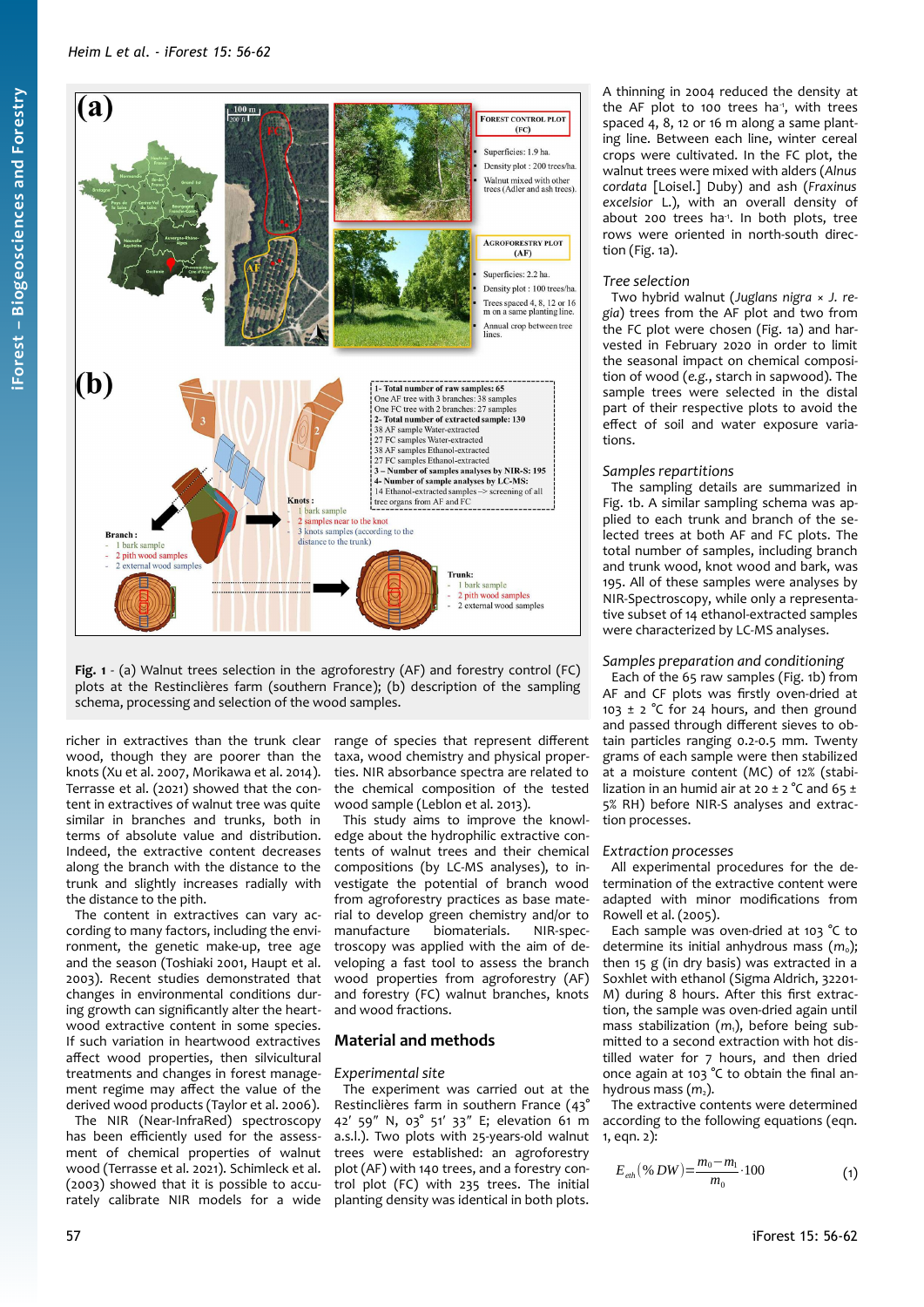**Fig. 1** - (a) Walnut trees selection in the agroforestry (AF) and forestry control (FC) plots at the Restinclières farm (southern France); (b) description of the sampling schema, processing and selection of the wood samples.

richer in extractives than the trunk clear wood, though they are poorer than the knots (Xu et al. 2007, Morikawa et al. 2014). Terrasse et al. (2021) showed that the content in extractives of walnut tree was quite similar in branches and trunks, both in terms of absolute value and distribution. Indeed, the extractive content decreases along the branch with the distance to the trunk and slightly increases radially with the distance to the pith.

The content in extractives can vary according to many factors, including the environment, the genetic make-up, tree age and the season (Toshiaki 2001, Haupt et al. 2003). Recent studies demonstrated that changes in environmental conditions during growth can significantly alter the heartwood extractive content in some species. If such variation in heartwood extractives affect wood properties, then silvicultural treatments and changes in forest management regime may affect the value of the derived wood products (Taylor et al. 2006).

The NIR (Near-InfraRed) spectroscopy has been efficiently used for the assessment of chemical properties of walnut wood (Terrasse et al. 2021). Schimleck et al. (2003) showed that it is possible to accurately calibrate NIR models for a wide range of species that represent different taxa, wood chemistry and physical properties. NIR absorbance spectra are related to the chemical composition of the tested wood sample (Leblon et al. 2013).

This study aims to improve the knowledge of the hydrophilic extractive contents of walnut trees and their chemical compositions (by LC-MS analyses), to investigate the potential of branch wood from agroforestry practices as base material to develop green chemistry and/or to manufacture biomaterials. NIR-spectroscopy was applied with the aim of developing a fast tool to assess the branch wood properties from agroforestry (AF) and forestry (FC) walnut branches, knots and wood fractions.

## Material and methods

### *Experimental site*

The experiment was carried out at the Restinclières farm in southern France (43° 42′ 59″ N, 03° 51′ 33″ E; elevation 61 m a.s.l.). Two plots with 25-years-old walnut trees were established: an agroforestry plot (AF) with 140 trees, and a forestry control plot (FC) with 235 trees. The initial planting density was identical in both plots. A thinning in 2004 reduced the density at the AF plot to 100 trees ha$^{-1}$, with trees spaced 4, 8, 12 or 16 m along a same planting line. Between each line, winter cereal crops were cultivated. In the FC plot, the walnut trees were mixed with alders (*Alnus cordata* [Loisel.] Duby) and ash (*Fraxinus excelsior* L.), with an overall density of about 200 trees ha$^{-1}$. In both plots, tree rows were oriented in north-south direction (Fig. 1a).

### *Tree selection*

Two hybrid walnut (*Juglans nigra* × *J. regia*) trees from the AF plot and two from the FC plot were chosen (Fig. 1a) and harvested in February 2020 in order to limit the seasonal impact on chemical composition of wood (*e.g.*, starch in sapwood). The sample trees were selected in the distal part of their respective plots to avoid the effect of soil and water exposure variations.

### *Samples repartitions*

The sampling details are summarized in Fig. 1b. A similar sampling schema was applied to each trunk and branch of the selected trees at both AF and FC plots. The total number of samples, including branch and trunk wood, knot wood and bark, was 195. All of these samples were analyses by NIR-Spectroscopy, while only a representative subset of 14 ethanol-extracted samples were characterized by LC-MS analyses.

### *Samples preparation and conditioning*

Each of the 65 raw samples (Fig. 1b) from AF and CF plots was firstly oven-dried at 103 ± 2 °C for 24 hours, and then ground and passed through different sieves to obtain particles ranging 0.2-0.5 mm. Twenty grams of each sample were then stabilized at a moisture content (MC) of 12% (stabilization in an humid air at 20 ± 2 °C and 65 ± 5% RH) before NIR-S analyses and extraction processes.

### *Extraction processes*

All experimental procedures for the determination of the extractive content were adapted with minor modifications from Rowell et al. (2005).

Each sample was oven-dried at 103 °C to determine its initial anhydrous mass ($m_0$); then 15 g (in dry basis) was extracted in a Soxhlet with ethanol (Sigma Aldrich, 32201-M) during 8 hours. After this first extraction, the sample was oven-dried again until mass stabilization ($m_1$), before being submitted to a second extraction with hot distilled water for 7 hours, and then dried once again at 103 °C to obtain the final anhydrous mass ($m_2$).

The extractive contents were determined according to the following equations (eqn. 1, eqn. 2):

$$E_{eth}(\%DW)=\frac{m_0-m_1}{m_0}\cdot 100 \qquad (1)$$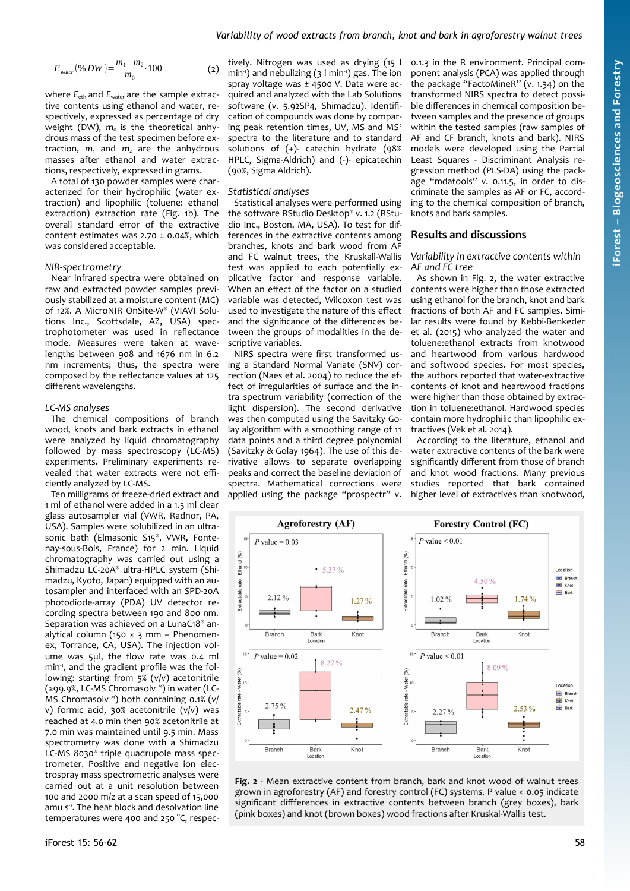$$E_{water}(\% DW) = \frac{m_1 - m_2}{m_0} \cdot 100 \qquad (2)$$

where $E_{eth}$ and $E_{water}$ are the sample extractive contents using ethanol and water, respectively, expressed as percentage of dry weight (DW), $m_0$ is the theoretical anhydrous mass of the test specimen before extraction, $m_1$ and $m_2$ are the anhydrous masses after ethanol and water extractions, respectively, expressed in grams.

A total of 130 powder samples were characterized for their hydrophilic (water extraction) and lipophilic (toluene: ethanol extraction) extraction rate (Fig. 1b). The overall standard error of the extractive content estimates was 2.70 ± 0.04%, which was considered acceptable.

### NIR-spectrometry

Near infrared spectra were obtained on raw and extracted powder samples previously stabilized at a moisture content (MC) of 12%. A MicroNIR OnSite-W® (VIAVI Solutions Inc., Scottsdale, AZ, USA) spectrophotometer was used in reflectance mode. Measures were taken at wavelengths between 908 and 1676 nm in 6.2 nm increments; thus, the spectra were composed by the reflectance values at 125 different wavelengths.

### LC-MS analyses

The chemical compositions of branch wood, knots and bark extracts in ethanol were analyzed by liquid chromatography followed by mass spectroscopy (LC-MS) experiments. Preliminary experiments revealed that water extracts were not efficiently analyzed by LC-MS.

Ten milligrams of freeze-dried extract and 1 ml of ethanol were added in a 1.5 ml clear glass autosampler vial (VWR, Radnor, PA, USA). Samples were solubilized in an ultrasonic bath (Elmasonic S15®, VWR, Fontenay-sous-Bois, France) for 2 min. Liquid chromatography was carried out using a Shimadzu LC-20A® ultra-HPLC system (Shimadzu, Kyoto, Japan) equipped with an autosampler and interfaced with an SPD-20A photodiode-array (PDA) UV detector recording spectra between 190 and 800 nm. Separation was achieved on a LunaC18® analytical column (150 × 3 mm – Phenomenex, Torrance, CA, USA). The injection volume was 5µl, the flow rate was 0.4 ml min$^{-1}$, and the gradient profile was the following: starting from 5% (v/v) acetonitrile (≥99.9%, LC-MS Chromasolv™) in water (LC-MS Chromasolv™) both containing 0.1% (v/v) formic acid, 30% acetonitrile (v/v) was reached at 4.0 min then 90% acetonitrile at 7.0 min was maintained until 9.5 min. Mass spectrometry was done with a Shimadzu LC-MS 8030® triple quadrupole mass spectrometer. Positive and negative ion electrospray mass spectrometric analyses were carried out at a unit resolution between 100 and 2000 m/z at a scan speed of 15,000 amu s$^{-1}$. The heat block and desolvation line temperatures were 400 and 250 °C, respectively. Nitrogen was used as drying (15 l min$^{-1}$) and nebulizing (3 l min$^{-1}$) gas. The ion spray voltage was ± 4500 V. Data were acquired and analyzed with the Lab Solutions software (v. 5.92SP4, Shimadzu). Identification of compounds was done by comparing peak retention times, UV, MS and MS$^2$ spectra to the literature and to studied solutions of (+)- catechin hydrate (98% HPLC, Sigma-Aldrich) and (-)- epicatechin (90%, Sigma Aldrich).

### Statistical analyses

Statistical analyses were performed using the software RStudio Desktop® v. 1.2 (RStudio Inc., Boston, MA, USA). To test for differences in the extractive contents among branches, knots and bark wood from AF and FC walnut trees, the Kruskal-Wallis test was applied to each potentially explicative factor and response variable. When an effect of the factor on a studied variable was detected, Wilcoxon test was used to investigate the nature of this effect and the significance of the differences between the groups of modalities in the descriptive variables.

NIRS spectra were first transformed using a Standard Normal Variate (SNV) correction (Naes et al. 2004) to reduce the effect of irregularities of surface and the intra spectrum variability (correction of the light dispersion). The second derivative was then computed using the Savitzky Golay algorithm with a smoothing range of 11 data points and a third degree polynomial (Savitzky & Golay 1964). The use of this derivative allows to separate overlapping peaks and correct the baseline deviation of spectra. Mathematical corrections were applied using the package "prospectr" v. 0.1.3 in the R environment. Principal component analysis (PCA) was applied through the package "FactoMineR" (v. 1.34) on the transformed NIRS spectra to detect possible differences in chemical composition between samples and the presence of groups within the tested samples (raw samples of AF and CF branch, knots and bark). NIRS models were developed using the Partial Least Squares - Discriminant Analysis regression method (PLS-DA) using the package "mdatools" v. 0.11.5, in order to discriminate the samples as AF or FC, according to the chemical composition of branch, knots and bark samples.

## Results and discussions

### Variability in extractive contents within AF and FC tree

As shown in Fig. 2, the water extractive contents were higher than those extracted using ethanol for the branch, knot and bark fractions of both AF and FC samples. Similar results were found by Kebbi-Benkeder et al. (2015) who analyzed the water and toluene:ethanol extracts from knotwood and heartwood from various hardwood and softwood species. For most species, the authors reported that water-extractive contents of knot and heartwood fractions were higher than those obtained by extraction in toluene:ethanol. Hardwood species contain more hydrophilic than lipophilic extractives (Vek et al. 2014).

According to the literature, ethanol and water extractive contents of the bark were significantly different from those of branch and knot wood fractions. Many previous studies reported that bark contained higher level of extractives than knotwood,

**Fig. 2** - Mean extractive content from branch, bark and knot wood of walnut trees grown in agroforestry (AF) and forestry control (FC) systems. P value < 0.05 indicate significant diffferences in extractive contents between branch (grey boxes), bark (pink boxes) and knot (brown boxes) wood fractions after Kruskal-Wallis test.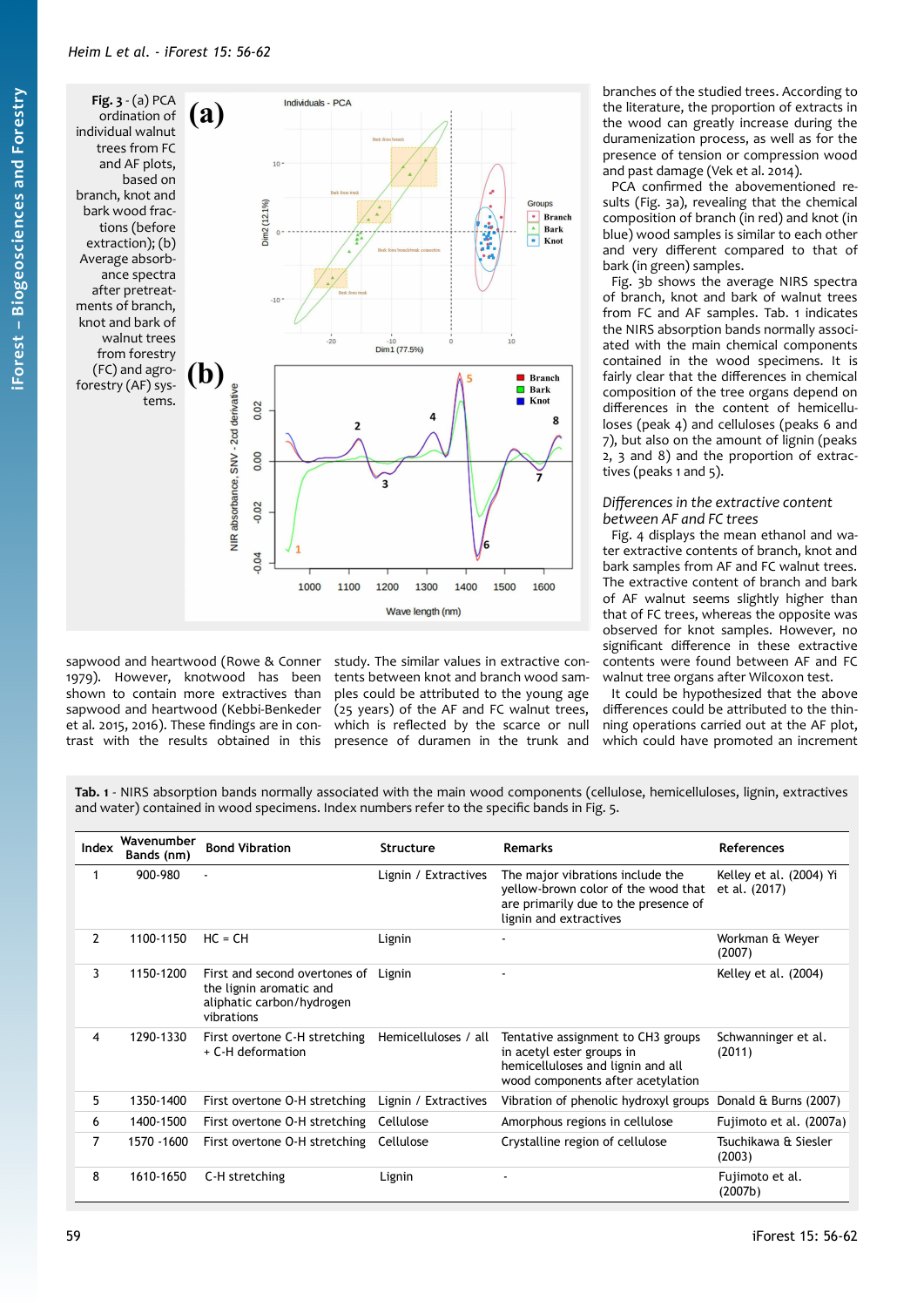**Fig. 3** - (a) PCA ordination of individual walnut trees from FC and AF plots, based on branch, knot and bark wood fractions (before extraction); (b) Average absorbance spectra after pretreatments of branch, knot and bark of walnut trees from forestry (FC) and agroforestry (AF) systems.

sapwood and heartwood (Rowe & Conner 1979). However, knotwood has been shown to contain more extractives than sapwood and heartwood (Kebbi-Benkeder et al. 2015, 2016). These findings are in contrast with the results obtained in this study. The similar values in extractive contents between knot and branch wood samples could be attributed to the young age (25 years) of the AF and FC walnut trees, which is reflected by the scarce or null presence of duramen in the trunk and branches of the studied trees. According to the literature, the proportion of extracts in the wood can greatly increase during the duramenization process, as well as for the presence of tension or compression wood and past damage (Vek et al. 2014).

PCA confirmed the abovementioned results (Fig. 3a), revealing that the chemical composition of branch (in red) and knot (in blue) wood samples is similar to each other and very different compared to that of bark (in green) samples.

Fig. 3b shows the average NIRS spectra of branch, knot and bark of walnut trees from FC and AF samples. Tab. 1 indicates the NIRS absorption bands normally associated with the main chemical components contained in the wood specimens. It is fairly clear that the differences in chemical composition of the tree organs depend on differences in the content of hemicelluloses (peak 4) and celluloses (peaks 6 and 7), but also on the amount of lignin (peaks 2, 3 and 8) and the proportion of extractives (peaks 1 and 5).

### *Differences in the extractive content between AF and FC trees*

Fig. 4 displays the mean ethanol and water extractive contents of branch, knot and bark samples from AF and FC walnut trees. The extractive content of branch and bark of AF walnut seems slightly higher than that of FC trees, whereas the opposite was observed for knot samples. However, no significant difference in these extractive contents were found between AF and FC walnut tree organs after Wilcoxon test.

It could be hypothesized that the above differences could be attributed to the thinning operations carried out at the AF plot, which could have promoted an increment

**Tab. 1** - NIRS absorption bands normally associated with the main wood components (cellulose, hemicelluloses, lignin, extractives and water) contained in wood specimens. Index numbers refer to the specific bands in Fig. 5.

| Index | Wavenumber Bands (nm) | Bond Vibration | Structure | Remarks | References |
|---|---|---|---|---|---|
| 1 | 900-980 | - | Lignin / Extractives | The major vibrations include the yellow-brown color of the wood that are primarily due to the presence of lignin and extractives | Kelley et al. (2004) Yi et al. (2017) |
| 2 | 1100-1150 | HC = CH | Lignin | - | Workman & Weyer (2007) |
| 3 | 1150-1200 | First and second overtones of the lignin aromatic and aliphatic carbon/hydrogen vibrations | Lignin | - | Kelley et al. (2004) |
| 4 | 1290-1330 | First overtone C-H stretching + C-H deformation | Hemicelluloses / all | Tentative assignment to CH3 groups in acetyl ester groups in hemicelluloses and lignin and all wood components after acetylation | Schwanninger et al. (2011) |
| 5 | 1350-1400 | First overtone O-H stretching | Lignin / Extractives | Vibration of phenolic hydroxyl groups | Donald & Burns (2007) |
| 6 | 1400-1500 | First overtone O-H stretching | Cellulose | Amorphous regions in cellulose | Fujimoto et al. (2007a) |
| 7 | 1570 -1600 | First overtone O-H stretching | Cellulose | Crystalline region of cellulose | Tsuchikawa & Siesler (2003) |
| 8 | 1610-1650 | C-H stretching | Lignin | - | Fujimoto et al. (2007b) |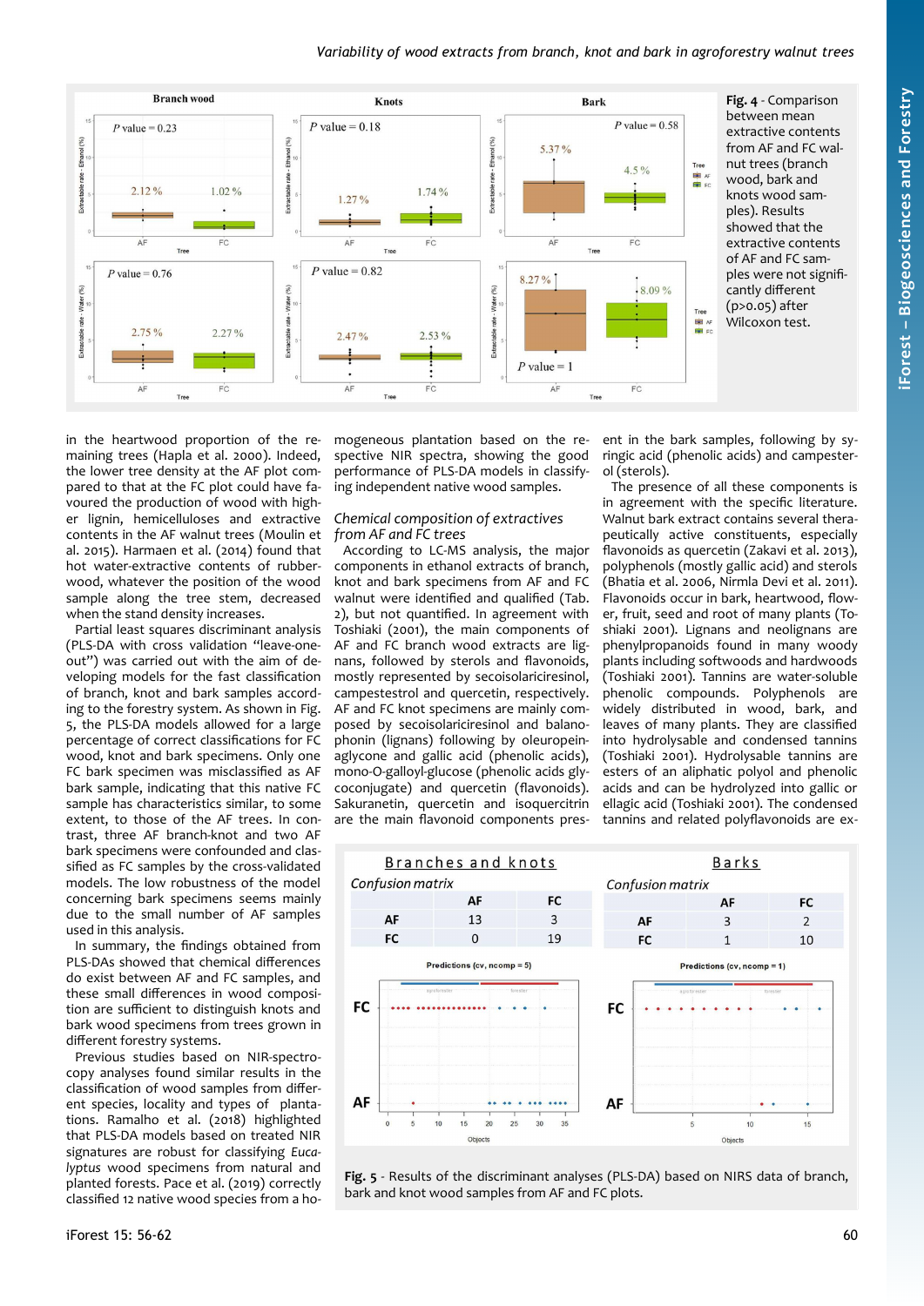Fig. 4 - Comparison between mean extractive contents from AF and FC walnut trees (branch wood, bark and knots wood samples). Results showed that the extractive contents of AF and FC samples were not significantly different (p>0.05) after Wilcoxon test.

in the heartwood proportion of the remaining trees (Hapla et al. 2000). Indeed, the lower tree density at the AF plot compared to that at the FC plot could have favoured the production of wood with higher lignin, hemicelluloses and extractive contents in the AF walnut trees (Moulin et al. 2015). Harmaen et al. (2014) found that hot water-extractive contents of rubberwood, whatever the position of the wood sample along the tree stem, decreased when the stand density increases.

Partial least squares discriminant analysis (PLS-DA with cross validation "leave-one-out") was carried out with the aim of developing models for the fast classification of branch, knot and bark samples according to the forestry system. As shown in Fig. 5, the PLS-DA models allowed for a large percentage of correct classifications for FC wood, knot and bark specimens. Only one FC bark specimen was misclassified as AF bark sample, indicating that this native FC sample has characteristics similar, to some extent, to those of the AF trees. In contrast, three AF branch-knot and two AF bark specimens were confounded and classified as FC samples by the cross-validated models. The low robustness of the model concerning bark specimens seems mainly due to the small number of AF samples used in this analysis.

In summary, the findings obtained from PLS-DAs showed that chemical differences do exist between AF and FC samples, and these small differences in wood composition are sufficient to distinguish knots and bark wood specimens from trees grown in different forestry systems.

Previous studies based on NIR-spectroscopy analyses found similar results in the classification of wood samples from different species, locality and types of plantations. Ramalho et al. (2018) highlighted that PLS-DA models based on treated NIR signatures are robust for classifying *Eucalyptus* wood specimens from natural and planted forests. Pace et al. (2019) correctly classified 12 native wood species from a homogeneous plantation based on the respective NIR spectra, showing the good performance of PLS-DA models in classifying independent native wood samples.

### *Chemical composition of extractives from AF and FC trees*

According to LC-MS analysis, the major components in ethanol extracts of branch, knot and bark specimens from AF and FC walnut were identified and qualified (Tab. 2), but not quantified. In agreement with Toshiaki (2001), the main components of AF and FC branch wood extracts are lignans, followed by sterols and flavonoids, mostly represented by secoisolariciresinol, campestestrol and quercetin, respectively. AF and FC knot specimens are mainly composed by secoisolariciresinol and balanophonin (lignans) following by oleuropein-aglycone and gallic acid (phenolic acids), mono-O-galloyl-glucose (phenolic acids glycoconjugate) and quercetin (flavonoids). Sakuranetin, quercetin and isoquercitrin are the main flavonoid components present in the bark samples, following by syringic acid (phenolic acids) and campesterol (sterols).

The presence of all these components is in agreement with the specific literature. Walnut bark extract contains several therapeutically active constituents, especially flavonoids as quercetin (Zakavi et al. 2013), polyphenols (mostly gallic acid) and sterols (Bhatia et al. 2006, Nirmla Devi et al. 2011). Flavonoids occur in bark, heartwood, flower, fruit, seed and root of many plants (Toshiaki 2001). Lignans and neolignans are phenylpropanoids found in many woody plants including softwoods and hardwoods (Toshiaki 2001). Tannins are water-soluble phenolic compounds. Polyphenols are widely distributed in wood, bark, and leaves of many plants. They are classified into hydrolysable and condensed tannins (Toshiaki 2001). Hydrolysable tannins are esters of an aliphatic polyol and phenolic acids and can be hydrolyzed into gallic or ellagic acid (Toshiaki 2001). The condensed tannins and related polyflavonoids are ex-

**Branches and knots** — Confusion matrix

| | AF | FC |
|---|---|---|
| AF | 13 | 3 |
| FC | 0 | 19 |

**Barks** — Confusion matrix

| | AF | FC |
|---|---|---|
| AF | 3 | 2 |
| FC | 1 | 10 |

Fig. 5 - Results of the discriminant analyses (PLS-DA) based on NIRS data of branch, bark and knot wood samples from AF and FC plots.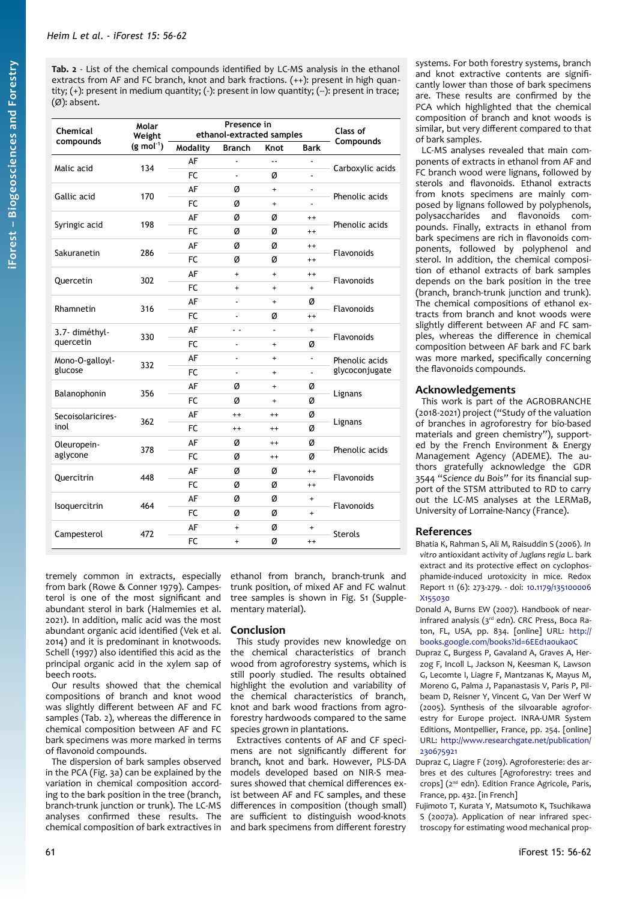**Tab. 2** - List of the chemical compounds identified by LC-MS analysis in the ethanol extracts from AF and FC branch, knot and bark fractions. (++): present in high quantity; (+): present in medium quantity; (-): present in low quantity; (--): present in trace; (Ø): absent.

| Chemical compounds | Molar Weight (g mol$^{-1}$) | Presence in ethanol-extracted samples | | | | Class of Compounds |
|---|---|---|---|---|---|---|
| | | Modality | Branch | Knot | Bark | |
| Malic acid | 134 | AF | - | -- | - | Carboxylic acids |
| | | FC | - | Ø | - | |
| Gallic acid | 170 | AF | Ø | + | - | Phenolic acids |
| | | FC | Ø | + | - | |
| Syringic acid | 198 | AF | Ø | Ø | ++ | Phenolic acids |
| | | FC | Ø | Ø | ++ | |
| Sakuranetin | 286 | AF | Ø | Ø | ++ | Flavonoids |
| | | FC | Ø | Ø | ++ | |
| Quercetin | 302 | AF | + | + | ++ | Flavonoids |
| | | FC | + | + | + | |
| Rhamnetin | 316 | AF | - | + | Ø | Flavonoids |
| | | FC | - | Ø | ++ | |
| 3.7- diméthyl-quercetin | 330 | AF | - - | - | + | Flavonoids |
| | | FC | - | + | Ø | |
| Mono-O-galloyl-glucose | 332 | AF | - | + | - | Phenolic acids glycoconjugate |
| | | FC | - | + | - | |
| Balanophonin | 356 | AF | Ø | + | Ø | Lignans |
| | | FC | Ø | + | Ø | |
| Secoisolariciresinol | 362 | AF | ++ | ++ | Ø | Lignans |
| | | FC | ++ | ++ | Ø | |
| Oleuropein-aglycone | 378 | AF | Ø | ++ | Ø | Phenolic acids |
| | | FC | Ø | ++ | Ø | |
| Quercitrin | 448 | AF | Ø | Ø | ++ | Flavonoids |
| | | FC | Ø | Ø | ++ | |
| Isoquercitrin | 464 | AF | Ø | Ø | + | Flavonoids |
| | | FC | Ø | Ø | + | |
| Campesterol | 472 | AF | + | Ø | + | Sterols |
| | | FC | + | Ø | ++ | |

tremely common in extracts, especially from bark (Rowe & Conner 1979). Campesterol is one of the most significant and abundant sterol in bark (Halmemies et al. 2021). In addition, malic acid was the most abundant organic acid identified (Vek et al. 2014) and it is predominant in knotwoods. Schell (1997) also identified this acid as the principal organic acid in the xylem sap of beech roots.

Our results showed that the chemical compositions of branch and knot wood was slightly different between AF and FC samples (Tab. 2), whereas the difference in chemical composition between AF and FC bark specimens was more marked in terms of flavonoid compounds.

The dispersion of bark samples observed in the PCA (Fig. 3a) can be explained by the variation in chemical composition according to the bark position in the tree (branch, branch-trunk junction or trunk). The LC-MS analyses confirmed these results. The chemical composition of bark extractives in ethanol from branch, branch-trunk and trunk position, of mixed AF and FC walnut tree samples is shown in Fig. S1 (Supplementary material).

## Conclusion

This study provides new knowledge on the chemical characteristics of branch wood from agroforestry systems, which is still poorly studied. The results obtained highlight the evolution and variability of the chemical characteristics of branch, knot and bark wood fractions from agroforestry hardwoods compared to the same species grown in plantations.

Extractives contents of AF and CF specimens are not significantly different for branch, knot and bark. However, PLS-DA models developed based on NIR-S measures showed that chemical differences exist between AF and FC samples, and these differences in composition (though small) are sufficient to distinguish wood-knots and bark specimens from different forestry systems. For both forestry systems, branch and knot extractive contents are significantly lower than those of bark specimens are. These results are confirmed by the PCA which highlighted that the chemical composition of branch and knot woods is similar, but very different compared to that of bark samples.

LC-MS analyses revealed that main components of extracts in ethanol from AF and FC branch wood were lignans, followed by sterols and flavonoids. Ethanol extracts from knots specimens are mainly composed by lignans followed by polyphenols, polysaccharides and flavonoids compounds. Finally, extracts in ethanol from bark specimens are rich in flavonoids components, followed by polyphenol and sterol. In addition, the chemical composition of ethanol extracts of bark samples depends on the bark position in the tree (branch, branch-trunk junction and trunk). The chemical compositions of ethanol extracts from branch and knot woods were slightly different between AF and FC samples, whereas the difference in chemical composition between AF bark and FC bark was more marked, specifically concerning the flavonoids compounds.

## Acknowledgements

This work is part of the AGROBRANCHE (2018-2021) project ("Study of the valuation of branches in agroforestry for bio-based materials and green chemistry"), supported by the French Environment & Energy Management Agency (ADEME). The authors gratefully acknowledge the GDR 3544 "*Science du Bois*" for its financial support of the STSM attributed to RD to carry out the LC-MS analyses at the LERMaB, University of Lorraine-Nancy (France).

## References

Bhatia K, Rahman S, Ali M, Raisuddin S (2006). *In vitro* antioxidant activity of *Juglans regia* L. bark extract and its protective effect on cyclophosphamide-induced urotoxicity in mice. Redox Report 11 (6): 273-279. - doi: 10.1179/135100006X155030

Donald A, Burns EW (2007). Handbook of near-infrared analysis (3rd edn). CRC Press, Boca Raton, FL, USA, pp. 834. [online] URL: http://books.google.com/books?id=6EEd1aoukaoC

Dupraz C, Burgess P, Gavaland A, Graves A, Herzog F, Incoll L, Jackson N, Keesman K, Lawson G, Lecomte I, Liagre F, Mantzanas K, Mayus M, Moreno G, Palma J, Papanastasis V, Paris P, Pilbeam D, Reisner Y, Vincent G, Van Der Werf W (2005). Synthesis of the silvoarable agroforestry for Europe project. INRA-UMR System Editions, Montpellier, France, pp. 254. [online] URL: http://www.researchgate.net/publication/230675921

Dupraz C, Liagre F (2019). Agroforesterie: des arbres et des cultures [Agroforestry: trees and crops] (2nd edn). Edition France Agricole, Paris, France, pp. 432. [in French]

Fujimoto T, Kurata Y, Matsumoto K, Tsuchikawa S (2007a). Application of near infrared spectroscopy for estimating wood mechanical prop-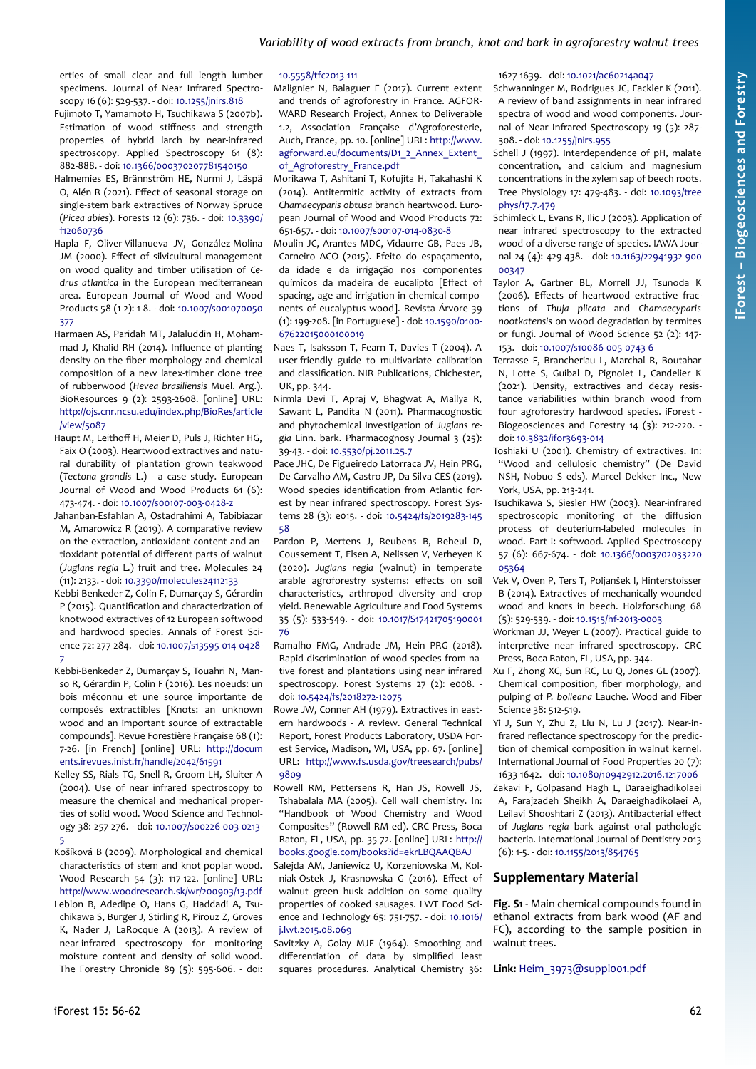erties of small clear and full length lumber specimens. Journal of Near Infrared Spectroscopy 16 (6): 529-537. - doi: 10.1255/jnirs.818

Fujimoto T, Yamamoto H, Tsuchikawa S (2007b). Estimation of wood stiffness and strength properties of hybrid larch by near-infrared spectroscopy. Applied Spectroscopy 61 (8): 882-888. - doi: 10.1366/000370207781540150

Halmemies ES, Brännström HE, Nurmi J, Läspä O, Alén R (2021). Effect of seasonal storage on single-stem bark extractives of Norway Spruce (*Picea abies*). Forests 12 (6): 736. - doi: 10.3390/f12060736

Hapla F, Oliver-Villanueva JV, González-Molina JM (2000). Effect of silvicultural management on wood quality and timber utilisation of *Cedrus atlantica* in the European mediterranean area. European Journal of Wood and Wood Products 58 (1-2): 1-8. - doi: 10.1007/s001070050377

Harmaen AS, Paridah MT, Jalaluddin H, Mohammad J, Khalid RH (2014). Influence of planting density on the fiber morphology and chemical composition of a new latex-timber clone tree of rubberwood (*Hevea brasiliensis* Muel. Arg.). BioResources 9 (2): 2593-2608. [online] URL: http://ojs.cnr.ncsu.edu/index.php/BioRes/article/view/5087

Haupt M, Leithoff H, Meier D, Puls J, Richter HG, Faix O (2003). Heartwood extractives and natural durability of plantation grown teakwood (*Tectona grandis* L.) - a case study. European Journal of Wood and Wood Products 61 (6): 473-474. - doi: 10.1007/s00107-003-0428-z

Jahanban-Esfahlan A, Ostadrahimi A, Tabibiazar M, Amarowicz R (2019). A comparative review on the extraction, antioxidant content and antioxidant potential of different parts of walnut (*Juglans regia* L.) fruit and tree. Molecules 24 (11): 2133. - doi: 10.3390/molecules24112133

Kebbi-Benkeder Z, Colin F, Dumarçay S, Gérardin P (2015). Quantification and characterization of knotwood extractives of 12 European softwood and hardwood species. Annals of Forest Science 72: 277-284. - doi: 10.1007/s13595-014-0428-7

Kebbi-Benkeder Z, Dumarçay S, Touahri N, Manso R, Gérardin P, Colin F (2016). Les noeuds: un bois méconnu et une source importante de composés extractibles [Knots: an unknown wood and an important source of extractable compounds]. Revue Forestière Française 68 (1): 7-26. [in French] [online] URL: http://documents.irevues.inist.fr/handle/2042/61591

Kelley SS, Rials TG, Snell R, Groom LH, Sluiter A (2004). Use of near infrared spectroscopy to measure the chemical and mechanical properties of solid wood. Wood Science and Technology 38: 257-276. - doi: 10.1007/s00226-003-0213-5

Košíková B (2009). Morphological and chemical characteristics of stem and knot poplar wood. Wood Research 54 (3): 117-122. [online] URL: http://www.woodresearch.sk/wr/200903/13.pdf

Leblon B, Adedipe O, Hans G, Haddadi A, Tsuchikawa S, Burger J, Stirling R, Pirouz Z, Groves K, Nader J, LaRocque A (2013). A review of near-infrared spectroscopy for monitoring moisture content and density of solid wood. The Forestry Chronicle 89 (5): 595-606. - doi: 10.5558/tfc2013-111

Malignier N, Balaguer F (2017). Current extent and trends of agroforestry in France. AGFORWARD Research Project, Annex to Deliverable 1.2, Association Française d'Agroforesterie, Auch, France, pp. 10. [online] URL: http://www.agforward.eu/documents/D1_2_Annex_Extent_of_Agroforestry_France.pdf

Morikawa T, Ashitani T, Kofujita H, Takahashi K (2014). Antitermitic activity of extracts from *Chamaecyparis obtusa* branch heartwood. European Journal of Wood and Wood Products 72: 651-657. - doi: 10.1007/s00107-014-0830-8

Moulin JC, Arantes MDC, Vidaurre GB, Paes JB, Carneiro ACO (2015). Efeito do espaçamento, da idade e da irrigação nos componentes químicos da madeira de eucalipto [Effect of spacing, age and irrigation in chemical components of eucalyptus wood]. Revista Árvore 39 (1): 199-208. [in Portuguese] - doi: 10.1590/0100-67622015000100019

Naes T, Isaksson T, Fearn T, Davies T (2004). A user-friendly guide to multivariate calibration and classification. NIR Publications, Chichester, UK, pp. 344.

Nirmla Devi T, Apraj V, Bhagwat A, Mallya R, Sawant L, Pandita N (2011). Pharmacognostic and phytochemical investigation of *Juglans regia* Linn. bark. Pharmacognosy Journal 3 (25): 39-43. - doi: 10.5530/pj.2011.25.7

Pace JHC, De Figueiredo Latorraca JV, Hein PRG, De Carvalho AM, Castro JP, Da Silva CES (2019). Wood species identification from Atlantic forest by near infrared spectroscopy. Forest Systems 28 (3): e015. - doi: 10.5424/fs/2019283-14558

Pardon P, Mertens J, Reubens B, Reheul D, Coussement T, Elsen A, Nelissen V, Verheyen K (2020). *Juglans regia* (walnut) in temperate arable agroforestry systems: effects on soil characteristics, arthropod diversity and crop yield. Renewable Agriculture and Food Systems 35 (5): 533-549. - doi: 10.1017/S1742170519000176

Ramalho FMG, Andrade JM, Hein PRG (2018). Rapid discrimination of wood species from native forest and plantations using near infrared spectroscopy. Forest Systems 27 (2): e008. - doi: 10.5424/fs/2018272-12075

Rowe JW, Conner AH (1979). Extractives in eastern hardwoods - A review. General Technical Report, Forest Products Laboratory, USDA Forest Service, Madison, WI, USA, pp. 67. [online] URL: http://www.fs.usda.gov/treesearch/pubs/9809

Rowell RM, Pettersens R, Han JS, Rowell JS, Tshabalala MA (2005). Cell wall chemistry. In: "Handbook of Wood Chemistry and Wood Composites" (Rowell RM ed). CRC Press, Boca Raton, FL, USA, pp. 35-72. [online] URL: http://books.google.com/books?id=ekrLBQAAQBAJ

Salejda AM, Janiewicz U, Korzeniowska M, Kolniak-Ostek J, Krasnowska G (2016). Effect of walnut green husk addition on some quality properties of cooked sausages. LWT Food Science and Technology 65: 751-757. - doi: 10.1016/j.lwt.2015.08.069

Savitzky A, Golay MJE (1964). Smoothing and differentiation of data by simplified least squares procedures. Analytical Chemistry 36: 1627-1639. - doi: 10.1021/ac60214a047

Schwanninger M, Rodrigues JC, Fackler K (2011). A review of band assignments in near infrared spectra of wood and wood components. Journal of Near Infrared Spectroscopy 19 (5): 287-308. - doi: 10.1255/jnirs.955

Schell J (1997). Interdependence of pH, malate concentration, and calcium and magnesium concentrations in the xylem sap of beech roots. Tree Physiology 17: 479-483. - doi: 10.1093/treephys/17.7.479

Schimleck L, Evans R, Ilic J (2003). Application of near infrared spectroscopy to the extracted wood of a diverse range of species. IAWA Journal 24 (4): 429-438. - doi: 10.1163/22941932-90000347

Taylor A, Gartner BL, Morrell JJ, Tsunoda K (2006). Effects of heartwood extractive fractions of *Thuja plicata* and *Chamaecyparis nootkatensis* on wood degradation by termites or fungi. Journal of Wood Science 52 (2): 147-153. - doi: 10.1007/s10086-005-0743-6

Terrasse F, Brancheriau L, Marchal R, Boutahar N, Lotte S, Guibal D, Pignolet L, Candelier K (2021). Density, extractives and decay resistance variabilities within branch wood from four agroforestry hardwood species. iForest - Biogeosciences and Forestry 14 (3): 212-220. - doi: 10.3832/ifor3693-014

Toshiaki U (2001). Chemistry of extractives. In: "Wood and cellulosic chemistry" (De David NSH, Nobuo S eds). Marcel Dekker Inc., New York, USA, pp. 213-241.

Tsuchikawa S, Siesler HW (2003). Near-infrared spectroscopic monitoring of the diffusion process of deuterium-labeled molecules in wood. Part I: softwood. Applied Spectroscopy 57 (6): 667-674. - doi: 10.1366/000370203322005364

Vek V, Oven P, Ters T, Poljanšek I, Hinterstoisser B (2014). Extractives of mechanically wounded wood and knots in beech. Holzforschung 68 (5): 529-539. - doi: 10.1515/hf-2013-0003

Workman JJ, Weyer L (2007). Practical guide to interpretive near infrared spectroscopy. CRC Press, Boca Raton, FL, USA, pp. 344.

Xu F, Zhong XC, Sun RC, Lu Q, Jones GL (2007). Chemical composition, fiber morphology, and pulping of *P. bolleana* Lauche. Wood and Fiber Science 38: 512-519.

Yi J, Sun Y, Zhu Z, Liu N, Lu J (2017). Near-infrared reflectance spectroscopy for the prediction of chemical composition in walnut kernel. International Journal of Food Properties 20 (7): 1633-1642. - doi: 10.1080/10942912.2016.1217006

Zakavi F, Golpasand Hagh L, Daraeighadikolaei A, Farajzadeh Sheikh A, Daraeighadikolaei A, Leilavi Shooshtari Z (2013). Antibacterial effect of *Juglans regia* bark against oral pathologic bacteria. International Journal of Dentistry 2013 (6): 1-5. - doi: 10.1155/2013/854765

## Supplementary Material

**Fig. S1** - Main chemical compounds found in ethanol extracts from bark wood (AF and FC), according to the sample position in walnut trees.

**Link:** Heim_3973@suppl001.pdf